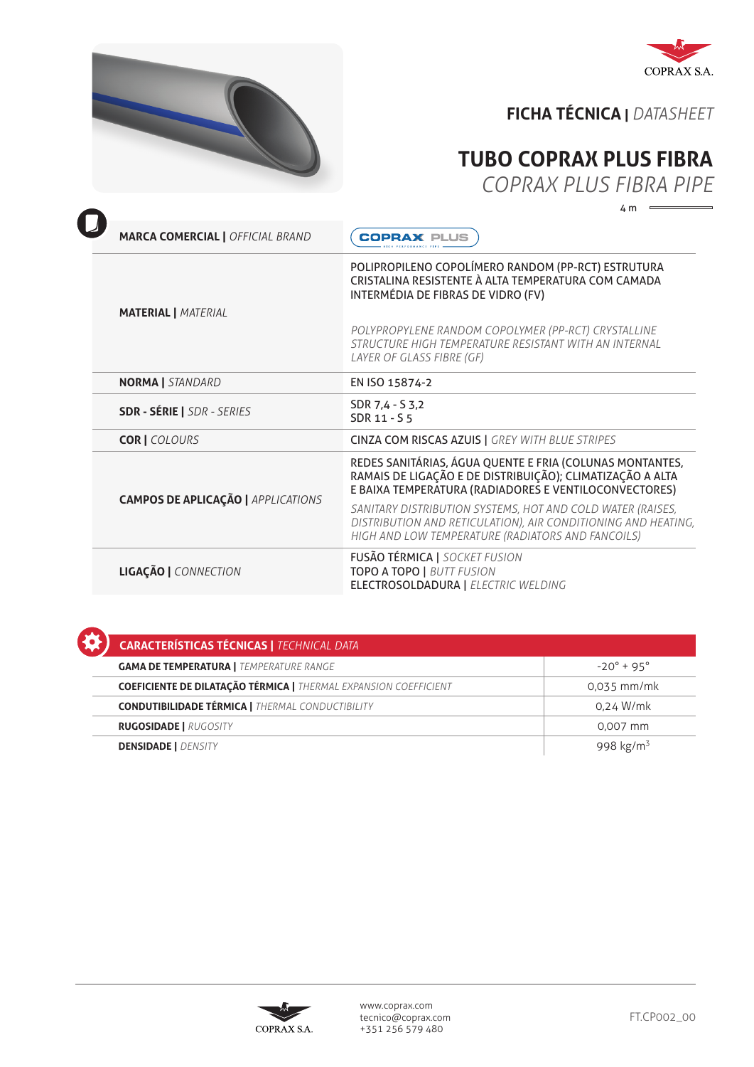COPRAX S.A.

## FICHA TÉCNICA | *DATASHEET*

# TUBO COPRAX PLUS FIBRA

## *COPRAX PLUS FIBRA PIPE*

4 m

| | |
|---|---|
| **MARCA COMERCIAL \|** *OFFICIAL BRAND* | COPRAX PLUS |
| **MATERIAL \|** *MATERIAL* | POLIPROPILENO COPOLÍMERO RANDOM (PP-RCT) ESTRUTURA CRISTALINA RESISTENTE À ALTA TEMPERATURA COM CAMADA INTERMÉDIA DE FIBRAS DE VIDRO (FV)<br><br>*POLYPROPYLENE RANDOM COPOLYMER (PP-RCT) CRYSTALLINE STRUCTURE HIGH TEMPERATURE RESISTANT WITH AN INTERNAL LAYER OF GLASS FIBRE (GF)* |
| **NORMA \|** *STANDARD* | EN ISO 15874-2 |
| **SDR - SÉRIE \|** *SDR - SERIES* | SDR 7,4 - S 3,2<br>SDR 11 - S 5 |
| **COR \|** *COLOURS* | CINZA COM RISCAS AZUIS \| *GREY WITH BLUE STRIPES* |
| **CAMPOS DE APLICAÇÃO \|** *APPLICATIONS* | REDES SANITÁRIAS, ÁGUA QUENTE E FRIA (COLUNAS MONTANTES, RAMAIS DE LIGAÇÃO E DE DISTRIBUIÇÃO); CLIMATIZAÇÃO A ALTA E BAIXA TEMPERATURA (RADIADORES E VENTILOCONVECTORES)<br><br>*SANITARY DISTRIBUTION SYSTEMS, HOT AND COLD WATER (RAISES, DISTRIBUTION AND RETICULATION), AIR CONDITIONING AND HEATING, HIGH AND LOW TEMPERATURE (RADIATORS AND FANCOILS)* |
| **LIGAÇÃO \|** *CONNECTION* | FUSÃO TÉRMICA \| *SOCKET FUSION*<br>TOPO A TOPO \| *BUTT FUSION*<br>ELECTROSOLDADURA \| *ELECTRIC WELDING* |

## CARACTERÍSTICAS TÉCNICAS | *TECHNICAL DATA*

| | |
|---|---|
| **GAMA DE TEMPERATURA \|** *TEMPERATURE RANGE* | -20° + 95° |
| **COEFICIENTE DE DILATAÇÃO TÉRMICA \|** *THERMAL EXPANSION COEFFICIENT* | 0,035 mm/mk |
| **CONDUTIBILIDADE TÉRMICA \|** *THERMAL CONDUCTIBILITY* | 0,24 W/mk |
| **RUGOSIDADE \|** *RUGOSITY* | 0,007 mm |
| **DENSIDADE \|** *DENSITY* | 998 kg/m$^3$ |

COPRAX S.A.

www.coprax.com
tecnico@coprax.com
+351 256 579 480

FT.CP002_00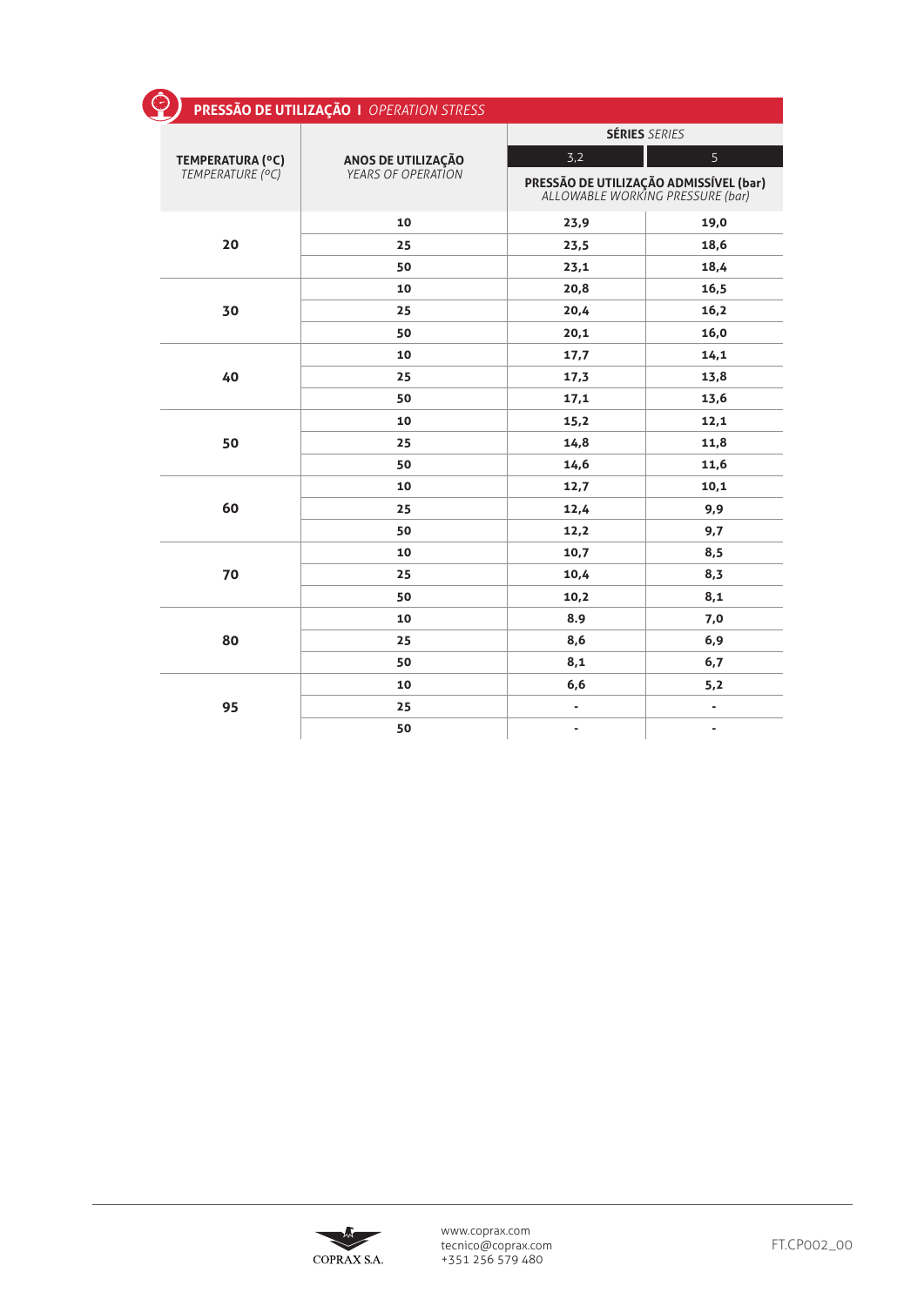## PRESSÃO DE UTILIZAÇÃO I *OPERATION STRESS*

| TEMPERATURA (ºC) *TEMPERATURE (ºC)* | ANOS DE UTILIZAÇÃO *YEARS OF OPERATION* | SÉRIES *SERIES* | |
|---|---|---|---|
| | | 3,2 | 5 |
| | | PRESSÃO DE UTILIZAÇÃO ADMISSÍVEL (bar) *ALLOWABLE WORKING PRESSURE (bar)* | |
| 20 | 10 | 23,9 | 19,0 |
| | 25 | 23,5 | 18,6 |
| | 50 | 23,1 | 18,4 |
| 30 | 10 | 20,8 | 16,5 |
| | 25 | 20,4 | 16,2 |
| | 50 | 20,1 | 16,0 |
| 40 | 10 | 17,7 | 14,1 |
| | 25 | 17,3 | 13,8 |
| | 50 | 17,1 | 13,6 |
| 50 | 10 | 15,2 | 12,1 |
| | 25 | 14,8 | 11,8 |
| | 50 | 14,6 | 11,6 |
| 60 | 10 | 12,7 | 10,1 |
| | 25 | 12,4 | 9,9 |
| | 50 | 12,2 | 9,7 |
| 70 | 10 | 10,7 | 8,5 |
| | 25 | 10,4 | 8,3 |
| | 50 | 10,2 | 8,1 |
| 80 | 10 | 8.9 | 7,0 |
| | 25 | 8,6 | 6,9 |
| | 50 | 8,1 | 6,7 |
| 95 | 10 | 6,6 | 5,2 |
| | 25 | - | - |
| | 50 | - | - |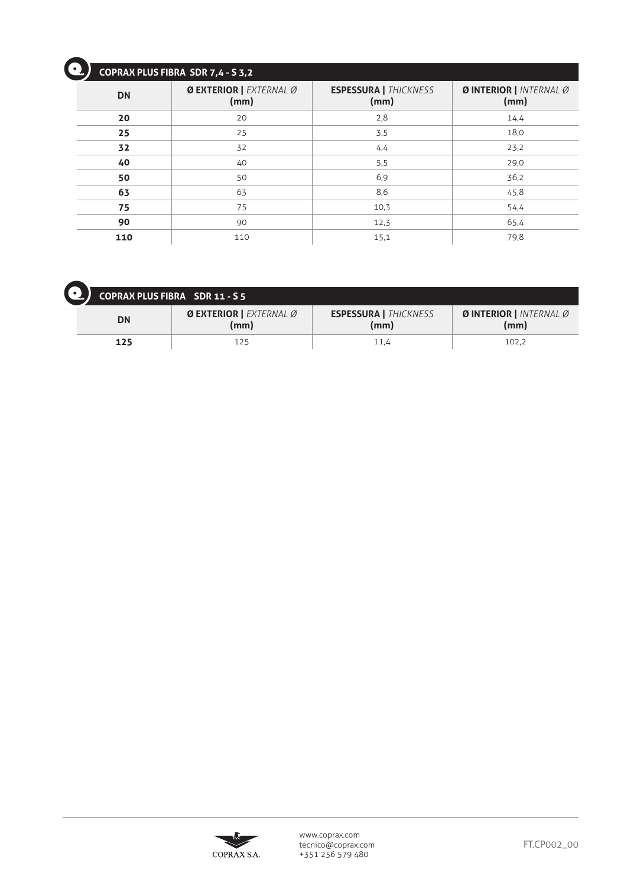## COPRAX PLUS FIBRA SDR 7,4 - S 3,2

| DN | Ø EXTERIOR \| *EXTERNAL Ø* (mm) | ESPESSURA \| *THICKNESS* (mm) | Ø INTERIOR \| *INTERNAL Ø* (mm) |
|---|---|---|---|
| **20** | 20 | 2,8 | 14,4 |
| **25** | 25 | 3,5 | 18,0 |
| **32** | 32 | 4,4 | 23,2 |
| **40** | 40 | 5,5 | 29,0 |
| **50** | 50 | 6,9 | 36,2 |
| **63** | 63 | 8,6 | 45,8 |
| **75** | 75 | 10,3 | 54,4 |
| **90** | 90 | 12,3 | 65,4 |
| **110** | 110 | 15,1 | 79,8 |

## COPRAX PLUS FIBRA SDR 11 - S 5

| DN | Ø EXTERIOR \| *EXTERNAL Ø* (mm) | ESPESSURA \| *THICKNESS* (mm) | Ø INTERIOR \| *INTERNAL Ø* (mm) |
|---|---|---|---|
| **125** | 125 | 11,4 | 102,2 |

COPRAX S.A.

www.coprax.com
tecnico@coprax.com
+351 256 579 480

FT.CP002_00